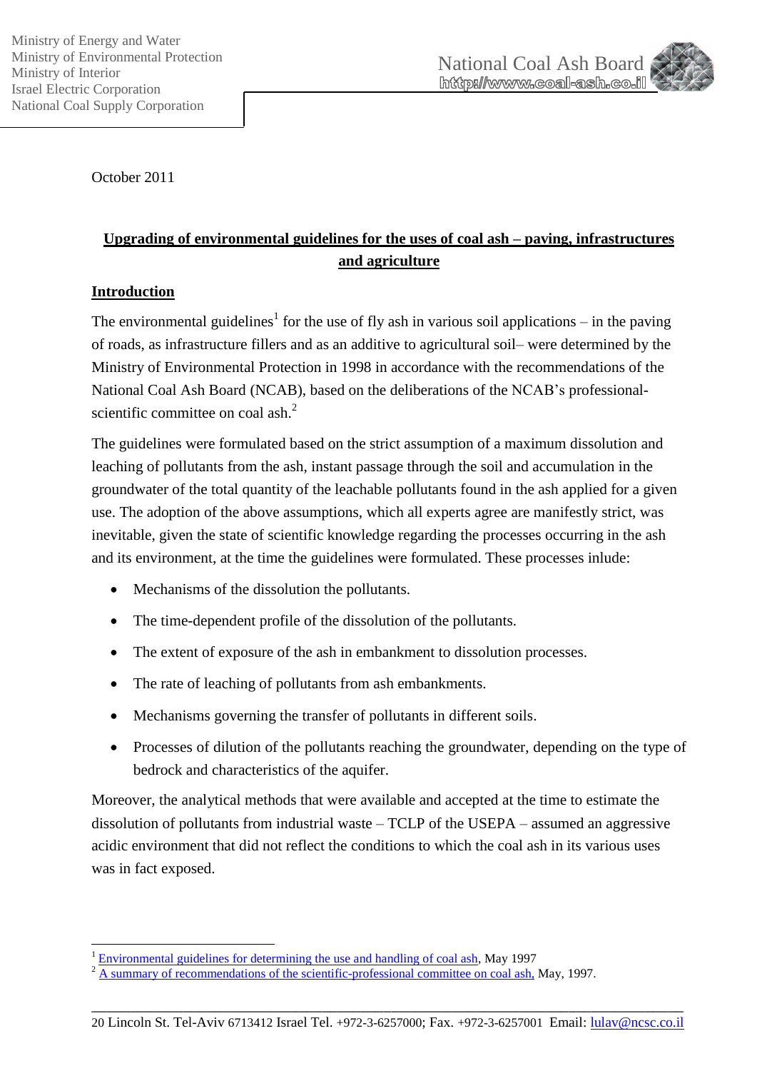Ministry of Energy and Water
Ministry of Environmental Protection
Ministry of Interior
Israel Electric Corporation
National Coal Supply Corporation

National Coal Ash Board
http://www.coal-ash.co.il

October 2011

## Upgrading of environmental guidelines for the uses of coal ash – paving, infrastructures and agriculture

### Introduction

The environmental guidelines[1] for the use of fly ash in various soil applications – in the paving of roads, as infrastructure fillers and as an additive to agricultural soil– were determined by the Ministry of Environmental Protection in 1998 in accordance with the recommendations of the National Coal Ash Board (NCAB), based on the deliberations of the NCAB's professional-scientific committee on coal ash.[2]

The guidelines were formulated based on the strict assumption of a maximum dissolution and leaching of pollutants from the ash, instant passage through the soil and accumulation in the groundwater of the total quantity of the leachable pollutants found in the ash applied for a given use. The adoption of the above assumptions, which all experts agree are manifestly strict, was inevitable, given the state of scientific knowledge regarding the processes occurring in the ash and its environment, at the time the guidelines were formulated. These processes inlude:

- Mechanisms of the dissolution the pollutants.
- The time-dependent profile of the dissolution of the pollutants.
- The extent of exposure of the ash in embankment to dissolution processes.
- The rate of leaching of pollutants from ash embankments.
- Mechanisms governing the transfer of pollutants in different soils.
- Processes of dilution of the pollutants reaching the groundwater, depending on the type of bedrock and characteristics of the aquifer.

Moreover, the analytical methods that were available and accepted at the time to estimate the dissolution of pollutants from industrial waste – TCLP of the USEPA – assumed an aggressive acidic environment that did not reflect the conditions to which the coal ash in its various uses was in fact exposed.

---

[1] Environmental guidelines for determining the use and handling of coal ash, May 1997

[2] A summary of recommendations of the scientific-professional committee on coal ash, May, 1997.

20 Lincoln St. Tel-Aviv 6713412 Israel Tel. +972-3-6257000; Fax. +972-3-6257001 Email: lulav@ncsc.co.il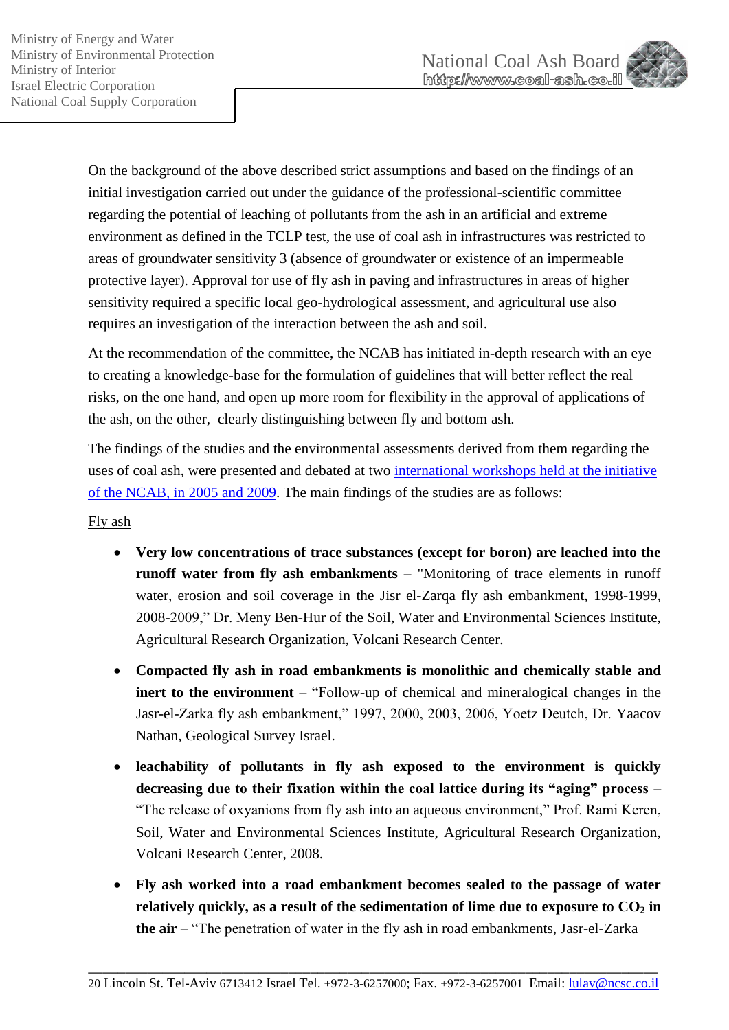On the background of the above described strict assumptions and based on the findings of an initial investigation carried out under the guidance of the professional-scientific committee regarding the potential of leaching of pollutants from the ash in an artificial and extreme environment as defined in the TCLP test, the use of coal ash in infrastructures was restricted to areas of groundwater sensitivity 3 (absence of groundwater or existence of an impermeable protective layer). Approval for use of fly ash in paving and infrastructures in areas of higher sensitivity required a specific local geo-hydrological assessment, and agricultural use also requires an investigation of the interaction between the ash and soil.

At the recommendation of the committee, the NCAB has initiated in-depth research with an eye to creating a knowledge-base for the formulation of guidelines that will better reflect the real risks, on the one hand, and open up more room for flexibility in the approval of applications of the ash, on the other, clearly distinguishing between fly and bottom ash.

The findings of the studies and the environmental assessments derived from them regarding the uses of coal ash, were presented and debated at two international workshops held at the initiative of the NCAB, in 2005 and 2009. The main findings of the studies are as follows:

Fly ash

- **Very low concentrations of trace substances (except for boron) are leached into the runoff water from fly ash embankments** – "Monitoring of trace elements in runoff water, erosion and soil coverage in the Jisr el-Zarqa fly ash embankment, 1998-1999, 2008-2009," Dr. Meny Ben-Hur of the Soil, Water and Environmental Sciences Institute, Agricultural Research Organization, Volcani Research Center.
- **Compacted fly ash in road embankments is monolithic and chemically stable and inert to the environment** – "Follow-up of chemical and mineralogical changes in the Jasr-el-Zarka fly ash embankment," 1997, 2000, 2003, 2006, Yoetz Deutch, Dr. Yaacov Nathan, Geological Survey Israel.
- **leachability of pollutants in fly ash exposed to the environment is quickly decreasing due to their fixation within the coal lattice during its "aging" process** – "The release of oxyanions from fly ash into an aqueous environment," Prof. Rami Keren, Soil, Water and Environmental Sciences Institute, Agricultural Research Organization, Volcani Research Center, 2008.
- **Fly ash worked into a road embankment becomes sealed to the passage of water relatively quickly, as a result of the sedimentation of lime due to exposure to $CO_2$ in the air** – "The penetration of water in the fly ash in road embankments, Jasr-el-Zarka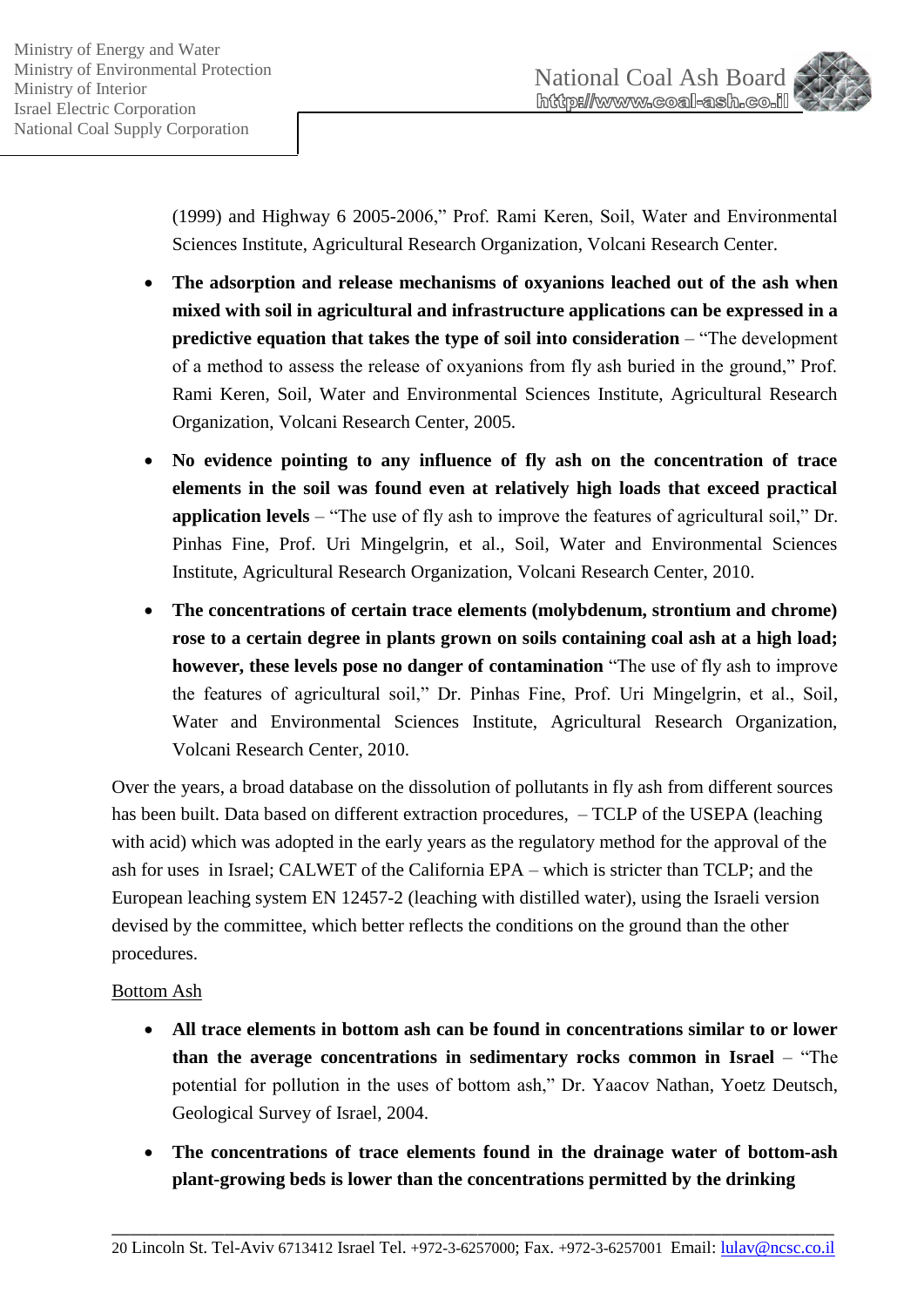(1999) and Highway 6 2005-2006," Prof. Rami Keren, Soil, Water and Environmental Sciences Institute, Agricultural Research Organization, Volcani Research Center.

- **The adsorption and release mechanisms of oxyanions leached out of the ash when mixed with soil in agricultural and infrastructure applications can be expressed in a predictive equation that takes the type of soil into consideration** – "The development of a method to assess the release of oxyanions from fly ash buried in the ground," Prof. Rami Keren, Soil, Water and Environmental Sciences Institute, Agricultural Research Organization, Volcani Research Center, 2005.
- **No evidence pointing to any influence of fly ash on the concentration of trace elements in the soil was found even at relatively high loads that exceed practical application levels** – "The use of fly ash to improve the features of agricultural soil," Dr. Pinhas Fine, Prof. Uri Mingelgrin, et al., Soil, Water and Environmental Sciences Institute, Agricultural Research Organization, Volcani Research Center, 2010.
- **The concentrations of certain trace elements (molybdenum, strontium and chrome) rose to a certain degree in plants grown on soils containing coal ash at a high load; however, these levels pose no danger of contamination** "The use of fly ash to improve the features of agricultural soil," Dr. Pinhas Fine, Prof. Uri Mingelgrin, et al., Soil, Water and Environmental Sciences Institute, Agricultural Research Organization, Volcani Research Center, 2010.

Over the years, a broad database on the dissolution of pollutants in fly ash from different sources has been built. Data based on different extraction procedures, – TCLP of the USEPA (leaching with acid) which was adopted in the early years as the regulatory method for the approval of the ash for uses in Israel; CALWET of the California EPA – which is stricter than TCLP; and the European leaching system EN 12457-2 (leaching with distilled water), using the Israeli version devised by the committee, which better reflects the conditions on the ground than the other procedures.

Bottom Ash

- **All trace elements in bottom ash can be found in concentrations similar to or lower than the average concentrations in sedimentary rocks common in Israel** – "The potential for pollution in the uses of bottom ash," Dr. Yaacov Nathan, Yoetz Deutsch, Geological Survey of Israel, 2004.
- **The concentrations of trace elements found in the drainage water of bottom-ash plant-growing beds is lower than the concentrations permitted by the drinking**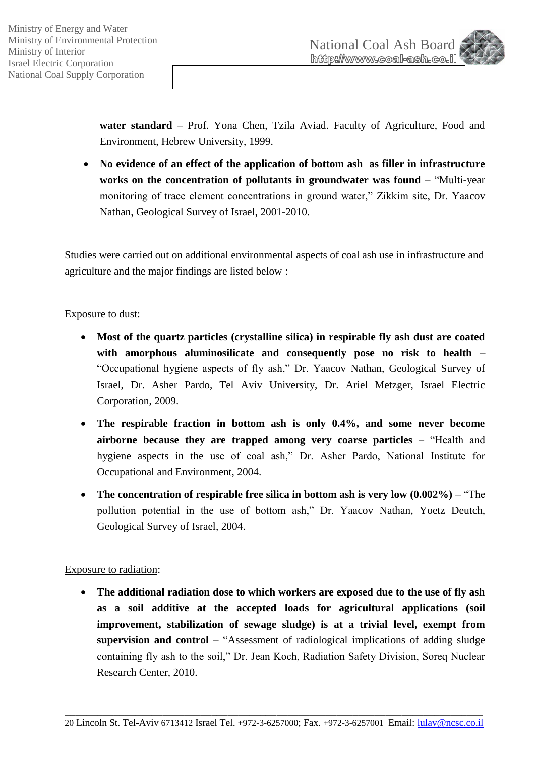**water standard** – Prof. Yona Chen, Tzila Aviad. Faculty of Agriculture, Food and Environment, Hebrew University, 1999.

- **No evidence of an effect of the application of bottom ash as filler in infrastructure works on the concentration of pollutants in groundwater was found** – "Multi-year monitoring of trace element concentrations in ground water," Zikkim site, Dr. Yaacov Nathan, Geological Survey of Israel, 2001-2010.

Studies were carried out on additional environmental aspects of coal ash use in infrastructure and agriculture and the major findings are listed below :

Exposure to dust:

- **Most of the quartz particles (crystalline silica) in respirable fly ash dust are coated with amorphous aluminosilicate and consequently pose no risk to health** – "Occupational hygiene aspects of fly ash," Dr. Yaacov Nathan, Geological Survey of Israel, Dr. Asher Pardo, Tel Aviv University, Dr. Ariel Metzger, Israel Electric Corporation, 2009.
- **The respirable fraction in bottom ash is only 0.4%, and some never become airborne because they are trapped among very coarse particles** – "Health and hygiene aspects in the use of coal ash," Dr. Asher Pardo, National Institute for Occupational and Environment, 2004.
- **The concentration of respirable free silica in bottom ash is very low (0.002%)** – "The pollution potential in the use of bottom ash," Dr. Yaacov Nathan, Yoetz Deutch, Geological Survey of Israel, 2004.

Exposure to radiation:

- **The additional radiation dose to which workers are exposed due to the use of fly ash as a soil additive at the accepted loads for agricultural applications (soil improvement, stabilization of sewage sludge) is at a trivial level, exempt from supervision and control** – "Assessment of radiological implications of adding sludge containing fly ash to the soil," Dr. Jean Koch, Radiation Safety Division, Soreq Nuclear Research Center, 2010.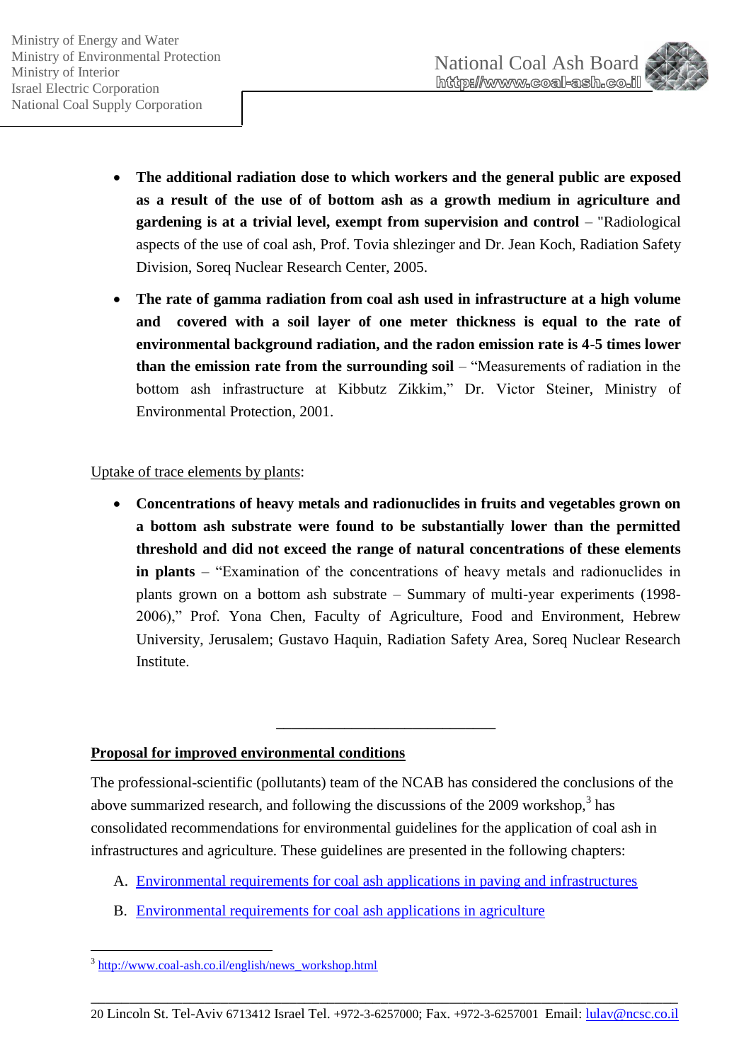- **The additional radiation dose to which workers and the general public are exposed as a result of the use of of bottom ash as a growth medium in agriculture and gardening is at a trivial level, exempt from supervision and control** – "Radiological aspects of the use of coal ash, Prof. Tovia shlezinger and Dr. Jean Koch, Radiation Safety Division, Soreq Nuclear Research Center, 2005.
- **The rate of gamma radiation from coal ash used in infrastructure at a high volume and covered with a soil layer of one meter thickness is equal to the rate of environmental background radiation, and the radon emission rate is 4-5 times lower than the emission rate from the surrounding soil** – "Measurements of radiation in the bottom ash infrastructure at Kibbutz Zikkim," Dr. Victor Steiner, Ministry of Environmental Protection, 2001.

Uptake of trace elements by plants:

- **Concentrations of heavy metals and radionuclides in fruits and vegetables grown on a bottom ash substrate were found to be substantially lower than the permitted threshold and did not exceed the range of natural concentrations of these elements in plants** – "Examination of the concentrations of heavy metals and radionuclides in plants grown on a bottom ash substrate – Summary of multi-year experiments (1998-2006)," Prof. Yona Chen, Faculty of Agriculture, Food and Environment, Hebrew University, Jerusalem; Gustavo Haquin, Radiation Safety Area, Soreq Nuclear Research Institute.

---

**Proposal for improved environmental conditions**

The professional-scientific (pollutants) team of the NCAB has considered the conclusions of the above summarized research, and following the discussions of the 2009 workshop,[3] has consolidated recommendations for environmental guidelines for the application of coal ash in infrastructures and agriculture. These guidelines are presented in the following chapters:

A. Environmental requirements for coal ash applications in paving and infrastructures

B. Environmental requirements for coal ash applications in agriculture

[3] http://www.coal-ash.co.il/english/news_workshop.html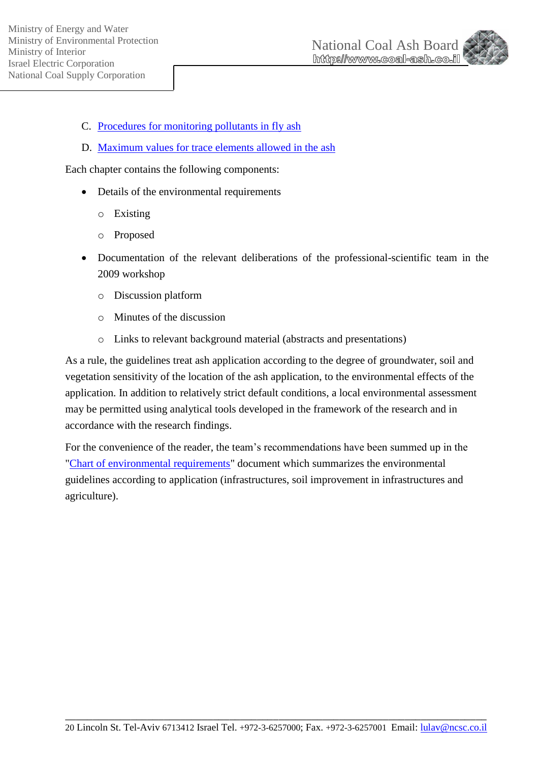C. Procedures for monitoring pollutants in fly ash

D. Maximum values for trace elements allowed in the ash

Each chapter contains the following components:

- Details of the environmental requirements
  - Existing
  - Proposed
- Documentation of the relevant deliberations of the professional-scientific team in the 2009 workshop
  - Discussion platform
  - Minutes of the discussion
  - Links to relevant background material (abstracts and presentations)

As a rule, the guidelines treat ash application according to the degree of groundwater, soil and vegetation sensitivity of the location of the ash application, to the environmental effects of the application. In addition to relatively strict default conditions, a local environmental assessment may be permitted using analytical tools developed in the framework of the research and in accordance with the research findings.

For the convenience of the reader, the team's recommendations have been summed up in the "Chart of environmental requirements" document which summarizes the environmental guidelines according to application (infrastructures, soil improvement in infrastructures and agriculture).